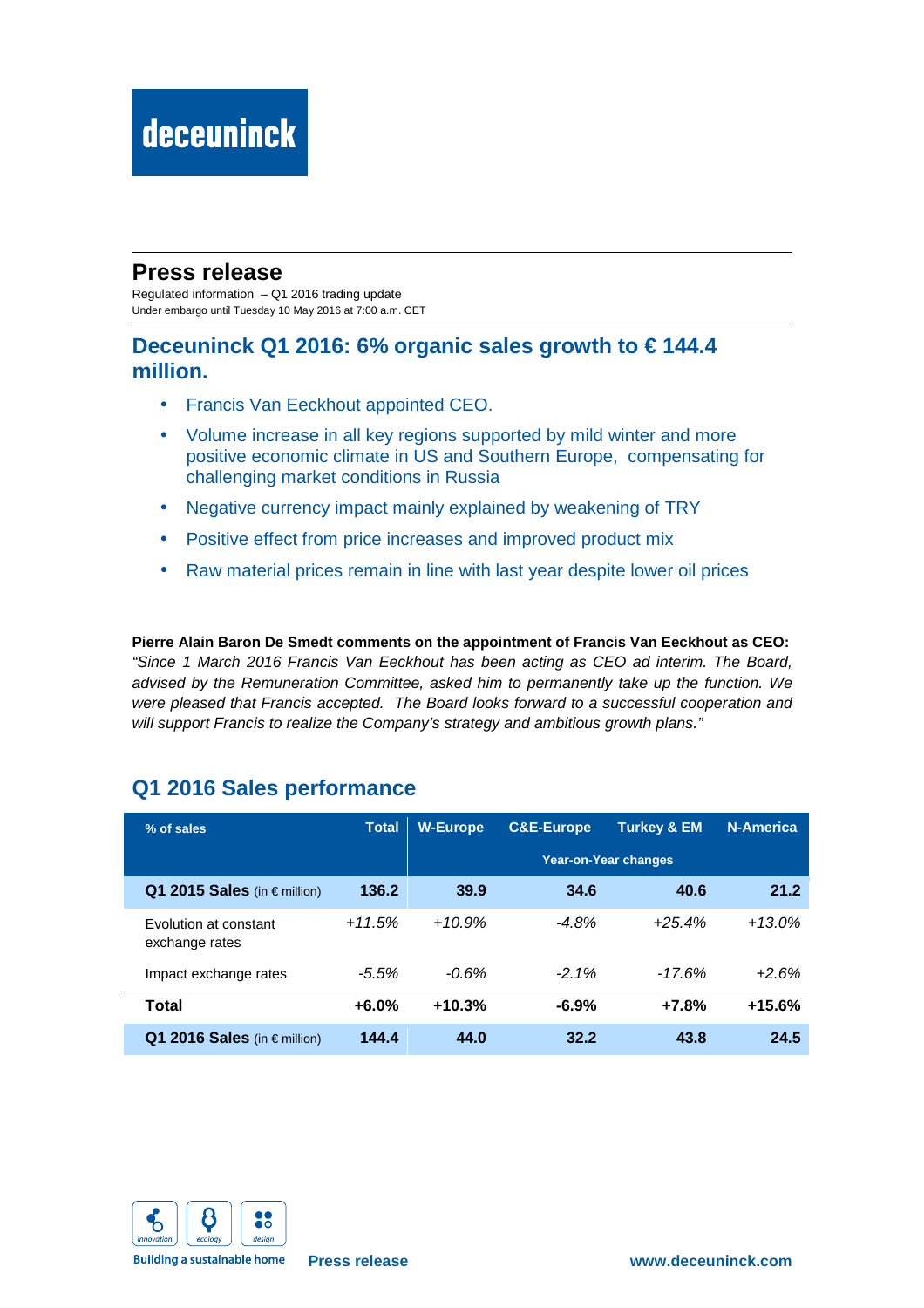deceuninck

# Press release

Regulated information – Q1 2016 trading update
Under embargo until Tuesday 10 May 2016 at 7:00 a.m. CET

## Deceuninck Q1 2016: 6% organic sales growth to € 144.4 million.

- Francis Van Eeckhout appointed CEO.
- Volume increase in all key regions supported by mild winter and more positive economic climate in US and Southern Europe, compensating for challenging market conditions in Russia
- Negative currency impact mainly explained by weakening of TRY
- Positive effect from price increases and improved product mix
- Raw material prices remain in line with last year despite lower oil prices

**Pierre Alain Baron De Smedt comments on the appointment of Francis Van Eeckhout as CEO:** *"Since 1 March 2016 Francis Van Eeckhout has been acting as CEO ad interim. The Board, advised by the Remuneration Committee, asked him to permanently take up the function. We were pleased that Francis accepted. The Board looks forward to a successful cooperation and will support Francis to realize the Company's strategy and ambitious growth plans."*

## Q1 2016 Sales performance

| % of sales | Total | W-Europe | C&E-Europe | Turkey & EM | N-America |
|---|---|---|---|---|---|
| | | Year-on-Year changes | | | |
| **Q1 2015 Sales** (in € million) | **136.2** | **39.9** | **34.6** | **40.6** | **21.2** |
| Evolution at constant exchange rates | *+11.5%* | *+10.9%* | *-4.8%* | *+25.4%* | *+13.0%* |
| Impact exchange rates | *-5.5%* | *-0.6%* | *-2.1%* | *-17.6%* | *+2.6%* |
| **Total** | **+6.0%** | **+10.3%** | **-6.9%** | **+7.8%** | **+15.6%** |
| **Q1 2016 Sales** (in € million) | **144.4** | **44.0** | **32.2** | **43.8** | **24.5** |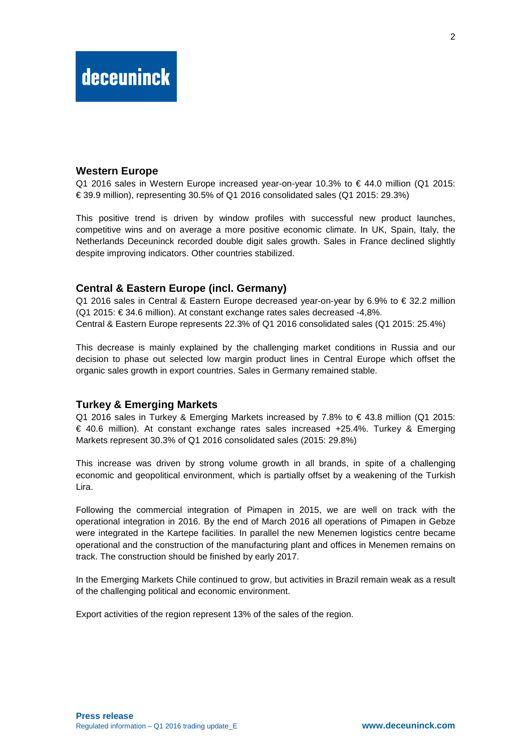## Western Europe

Q1 2016 sales in Western Europe increased year-on-year 10.3% to € 44.0 million (Q1 2015: € 39.9 million), representing 30.5% of Q1 2016 consolidated sales (Q1 2015: 29.3%)

This positive trend is driven by window profiles with successful new product launches, competitive wins and on average a more positive economic climate. In UK, Spain, Italy, the Netherlands Deceuninck recorded double digit sales growth. Sales in France declined slightly despite improving indicators. Other countries stabilized.

## Central & Eastern Europe (incl. Germany)

Q1 2016 sales in Central & Eastern Europe decreased year-on-year by 6.9% to € 32.2 million (Q1 2015: € 34.6 million). At constant exchange rates sales decreased -4,8%.
Central & Eastern Europe represents 22.3% of Q1 2016 consolidated sales (Q1 2015: 25.4%)

This decrease is mainly explained by the challenging market conditions in Russia and our decision to phase out selected low margin product lines in Central Europe which offset the organic sales growth in export countries. Sales in Germany remained stable.

## Turkey & Emerging Markets

Q1 2016 sales in Turkey & Emerging Markets increased by 7.8% to € 43.8 million (Q1 2015: € 40.6 million). At constant exchange rates sales increased +25.4%. Turkey & Emerging Markets represent 30.3% of Q1 2016 consolidated sales (2015: 29.8%)

This increase was driven by strong volume growth in all brands, in spite of a challenging economic and geopolitical environment, which is partially offset by a weakening of the Turkish Lira.

Following the commercial integration of Pimapen in 2015, we are well on track with the operational integration in 2016. By the end of March 2016 all operations of Pimapen in Gebze were integrated in the Kartepe facilities. In parallel the new Menemen logistics centre became operational and the construction of the manufacturing plant and offices in Menemen remains on track. The construction should be finished by early 2017.

In the Emerging Markets Chile continued to grow, but activities in Brazil remain weak as a result of the challenging political and economic environment.

Export activities of the region represent 13% of the sales of the region.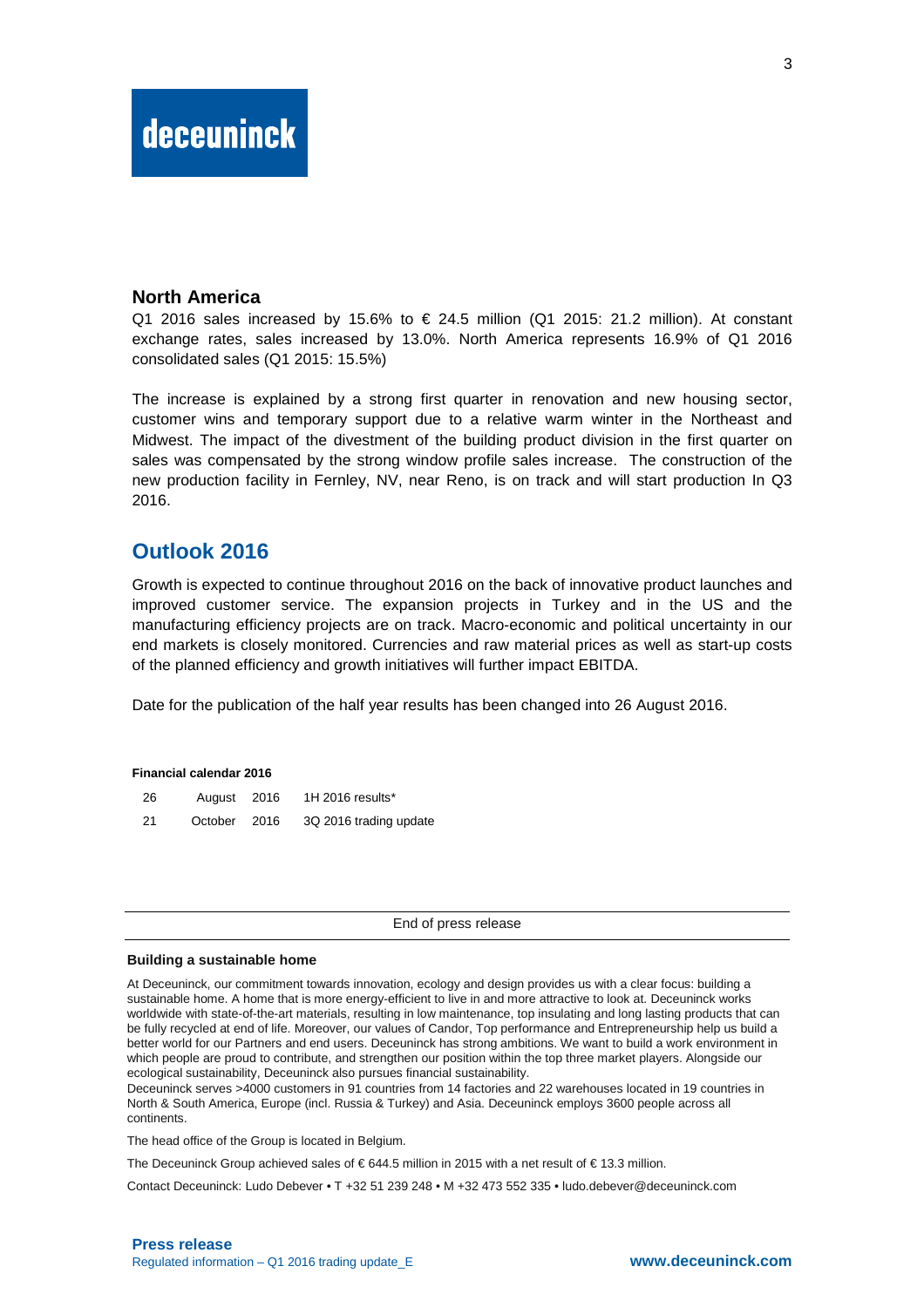## North America

Q1 2016 sales increased by 15.6% to € 24.5 million (Q1 2015: 21.2 million). At constant exchange rates, sales increased by 13.0%. North America represents 16.9% of Q1 2016 consolidated sales (Q1 2015: 15.5%)

The increase is explained by a strong first quarter in renovation and new housing sector, customer wins and temporary support due to a relative warm winter in the Northeast and Midwest. The impact of the divestment of the building product division in the first quarter on sales was compensated by the strong window profile sales increase. The construction of the new production facility in Fernley, NV, near Reno, is on track and will start production In Q3 2016.

## Outlook 2016

Growth is expected to continue throughout 2016 on the back of innovative product launches and improved customer service. The expansion projects in Turkey and in the US and the manufacturing efficiency projects are on track. Macro-economic and political uncertainty in our end markets is closely monitored. Currencies and raw material prices as well as start-up costs of the planned efficiency and growth initiatives will further impact EBITDA.

Date for the publication of the half year results has been changed into 26 August 2016.

**Financial calendar 2016**

| | | | |
|---|---|---|---|
| 26 | August | 2016 | 1H 2016 results* |
| 21 | October | 2016 | 3Q 2016 trading update |

End of press release

**Building a sustainable home**

At Deceuninck, our commitment towards innovation, ecology and design provides us with a clear focus: building a sustainable home. A home that is more energy-efficient to live in and more attractive to look at. Deceuninck works worldwide with state-of-the-art materials, resulting in low maintenance, top insulating and long lasting products that can be fully recycled at end of life. Moreover, our values of Candor, Top performance and Entrepreneurship help us build a better world for our Partners and end users. Deceuninck has strong ambitions. We want to build a work environment in which people are proud to contribute, and strengthen our position within the top three market players. Alongside our ecological sustainability, Deceuninck also pursues financial sustainability.
Deceuninck serves >4000 customers in 91 countries from 14 factories and 22 warehouses located in 19 countries in North & South America, Europe (incl. Russia & Turkey) and Asia. Deceuninck employs 3600 people across all continents.

The head office of the Group is located in Belgium.

The Deceuninck Group achieved sales of € 644.5 million in 2015 with a net result of € 13.3 million.

Contact Deceuninck: Ludo Debever • T +32 51 239 248 • M +32 473 552 335 • ludo.debever@deceuninck.com